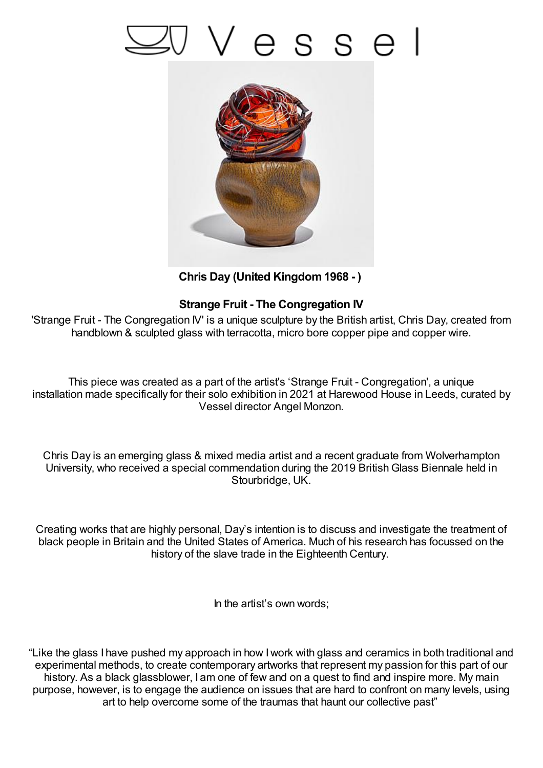# Vessel

**Chris Day (United Kingdom 1968 - )**

**Strange Fruit - The Congregation IV**

'Strange Fruit - The Congregation IV' is a unique sculpture by the British artist, Chris Day, created from handblown & sculpted glass with terracotta, micro bore copper pipe and copper wire.

This piece was created as a part of the artist's 'Strange Fruit - Congregation', a unique installation made specifically for their solo exhibition in 2021 at Harewood House in Leeds, curated by Vessel director Angel Monzon.

Chris Day is an emerging glass & mixed media artist and a recent graduate from Wolverhampton University, who received a special commendation during the 2019 British Glass Biennale held in Stourbridge, UK.

Creating works that are highly personal, Day's intention is to discuss and investigate the treatment of black people in Britain and the United States of America. Much of his research has focussed on the history of the slave trade in the Eighteenth Century.

In the artist's own words;

"Like the glass I have pushed my approach in how I work with glass and ceramics in both traditional and experimental methods, to create contemporary artworks that represent my passion for this part of our history. As a black glassblower, I am one of few and on a quest to find and inspire more. My main purpose, however, is to engage the audience on issues that are hard to confront on many levels, using art to help overcome some of the traumas that haunt our collective past"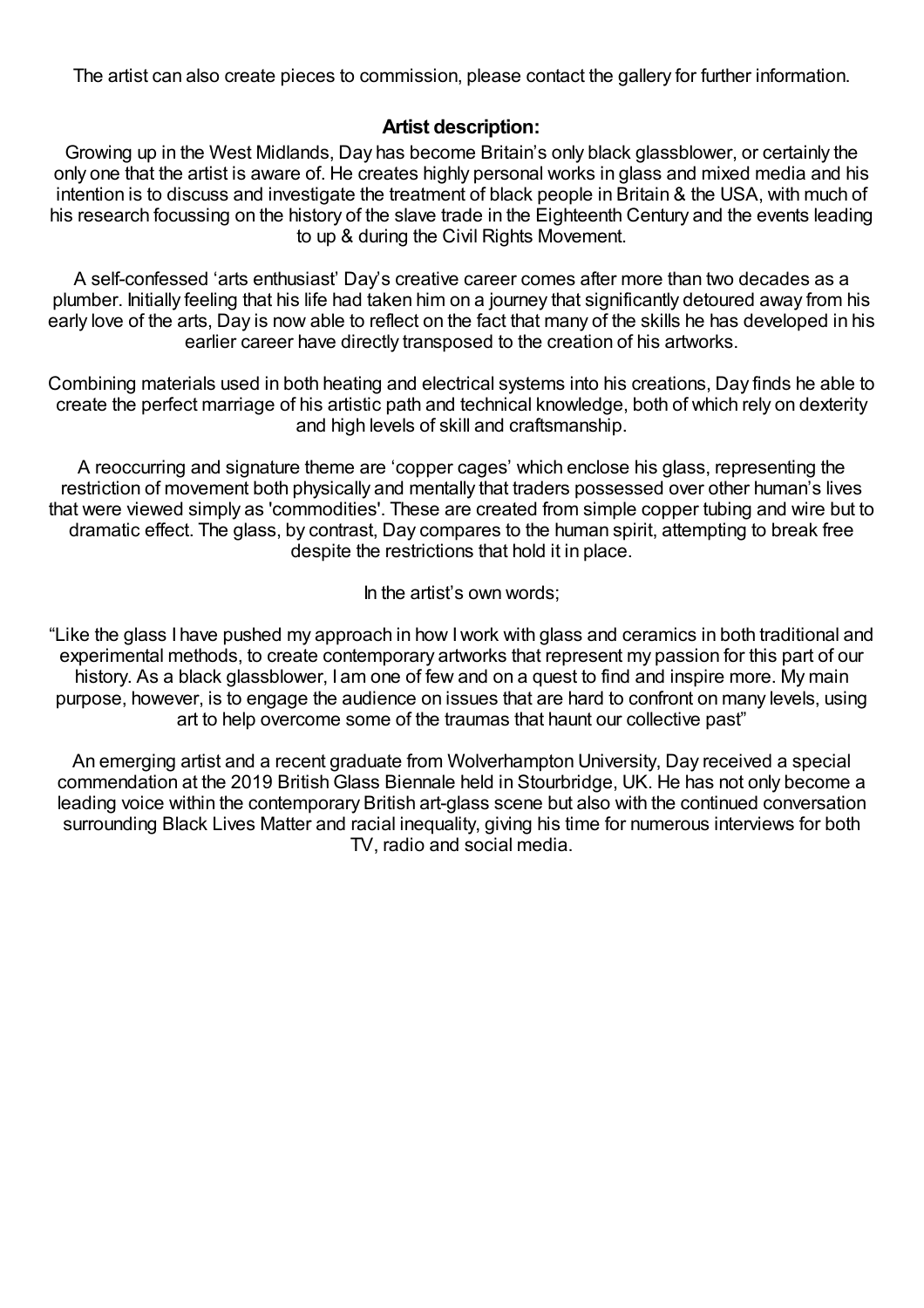The artist can also create pieces to commission, please contact the gallery for further information.

**Artist description:**

Growing up in the West Midlands, Day has become Britain's only black glassblower, or certainly the only one that the artist is aware of. He creates highly personal works in glass and mixed media and his intention is to discuss and investigate the treatment of black people in Britain & the USA, with much of his research focussing on the history of the slave trade in the Eighteenth Century and the events leading to up & during the Civil Rights Movement.

A self-confessed 'arts enthusiast' Day's creative career comes after more than two decades as a plumber. Initially feeling that his life had taken him on a journey that significantly detoured away from his early love of the arts, Day is now able to reflect on the fact that many of the skills he has developed in his earlier career have directly transposed to the creation of his artworks.

Combining materials used in both heating and electrical systems into his creations, Day finds he able to create the perfect marriage of his artistic path and technical knowledge, both of which rely on dexterity and high levels of skill and craftsmanship.

A reoccurring and signature theme are 'copper cages' which enclose his glass, representing the restriction of movement both physically and mentally that traders possessed over other human's lives that were viewed simply as 'commodities'. These are created from simple copper tubing and wire but to dramatic effect. The glass, by contrast, Day compares to the human spirit, attempting to break free despite the restrictions that hold it in place.

In the artist's own words;

"Like the glass I have pushed my approach in how I work with glass and ceramics in both traditional and experimental methods, to create contemporary artworks that represent my passion for this part of our history. As a black glassblower, I am one of few and on a quest to find and inspire more. My main purpose, however, is to engage the audience on issues that are hard to confront on many levels, using art to help overcome some of the traumas that haunt our collective past"

An emerging artist and a recent graduate from Wolverhampton University, Day received a special commendation at the 2019 British Glass Biennale held in Stourbridge, UK. He has not only become a leading voice within the contemporary British art-glass scene but also with the continued conversation surrounding Black Lives Matter and racial inequality, giving his time for numerous interviews for both TV, radio and social media.